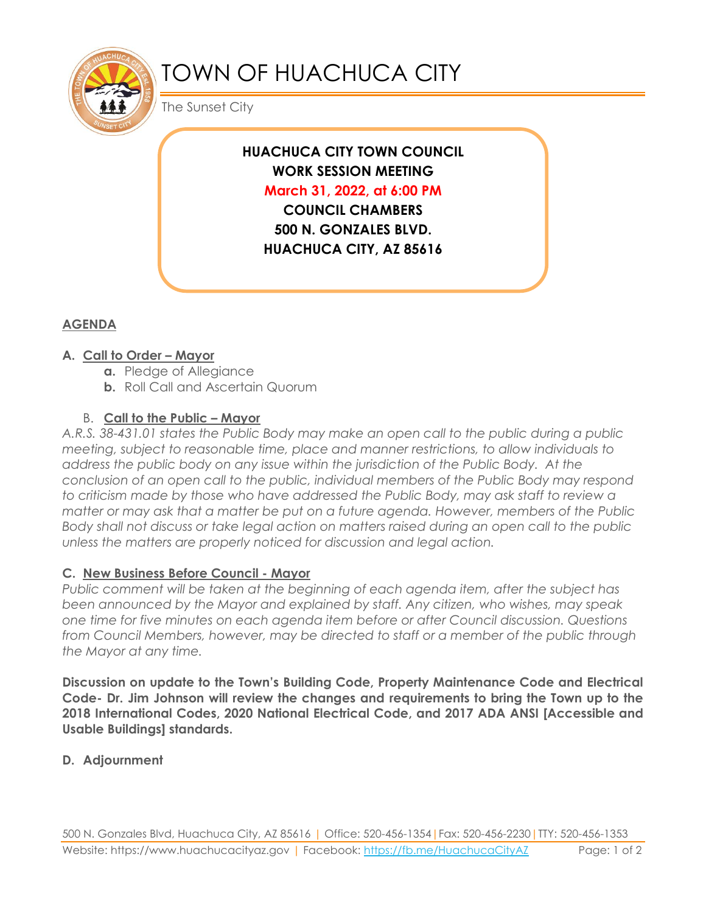# TOWN OF HUACHUCA CITY

The Sunset City

**HUACHUCA CITY TOWN COUNCIL**
**WORK SESSION MEETING**
**March 31, 2022, at 6:00 PM**
**COUNCIL CHAMBERS**
**500 N. GONZALES BLVD.**
**HUACHUCA CITY, AZ 85616**

## AGENDA

**A. Call to Order – Mayor**

- **a.** Pledge of Allegiance
- **b.** Roll Call and Ascertain Quorum

**B. Call to the Public – Mayor**

*A.R.S. 38-431.01 states the Public Body may make an open call to the public during a public meeting, subject to reasonable time, place and manner restrictions, to allow individuals to address the public body on any issue within the jurisdiction of the Public Body. At the conclusion of an open call to the public, individual members of the Public Body may respond to criticism made by those who have addressed the Public Body, may ask staff to review a matter or may ask that a matter be put on a future agenda. However, members of the Public Body shall not discuss or take legal action on matters raised during an open call to the public unless the matters are properly noticed for discussion and legal action.*

**C. New Business Before Council - Mayor**

*Public comment will be taken at the beginning of each agenda item, after the subject has been announced by the Mayor and explained by staff. Any citizen, who wishes, may speak one time for five minutes on each agenda item before or after Council discussion. Questions from Council Members, however, may be directed to staff or a member of the public through the Mayor at any time.*

**Discussion on update to the Town's Building Code, Property Maintenance Code and Electrical Code- Dr. Jim Johnson will review the changes and requirements to bring the Town up to the 2018 International Codes, 2020 National Electrical Code, and 2017 ADA ANSI [Accessible and Usable Buildings] standards.**

**D. Adjournment**

500 N. Gonzales Blvd, Huachuca City, AZ 85616 | Office: 520-456-1354 | Fax: 520-456-2230 | TTY: 520-456-1353
Website: https://www.huachucacityaz.gov | Facebook: https://fb.me/HuachucaCityAZ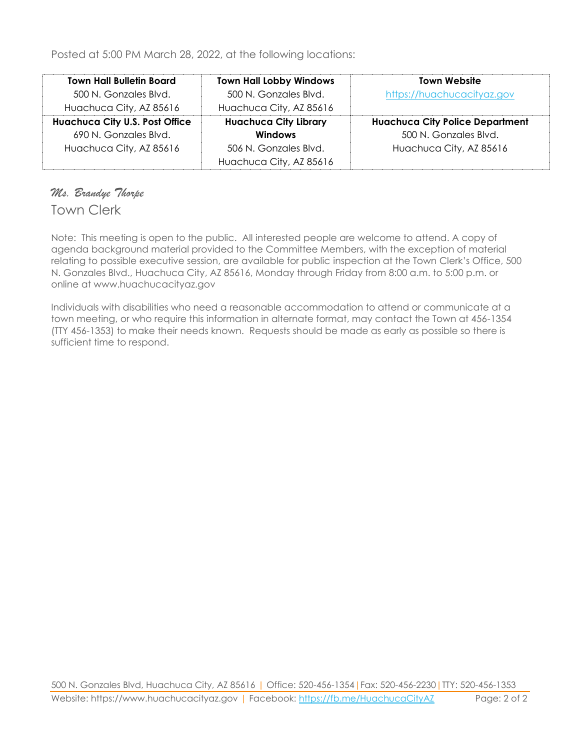Posted at 5:00 PM March 28, 2022, at the following locations:

| | | |
|---|---|---|
| **Town Hall Bulletin Board**<br>500 N. Gonzales Blvd.<br>Huachuca City, AZ 85616 | **Town Hall Lobby Windows**<br>500 N. Gonzales Blvd.<br>Huachuca City, AZ 85616 | **Town Website**<br>https://huachucacityaz.gov |
| **Huachuca City U.S. Post Office**<br>690 N. Gonzales Blvd.<br>Huachuca City, AZ 85616 | **Huachuca City Library Windows**<br>506 N. Gonzales Blvd.<br>Huachuca City, AZ 85616 | **Huachuca City Police Department**<br>500 N. Gonzales Blvd.<br>Huachuca City, AZ 85616 |

*Ms. Brandye Thorpe*
Town Clerk

Note: This meeting is open to the public. All interested people are welcome to attend. A copy of agenda background material provided to the Committee Members, with the exception of material relating to possible executive session, are available for public inspection at the Town Clerk's Office, 500 N. Gonzales Blvd., Huachuca City, AZ 85616, Monday through Friday from 8:00 a.m. to 5:00 p.m. or online at www.huachucacityaz.gov

Individuals with disabilities who need a reasonable accommodation to attend or communicate at a town meeting, or who require this information in alternate format, may contact the Town at 456-1354 (TTY 456-1353) to make their needs known. Requests should be made as early as possible so there is sufficient time to respond.